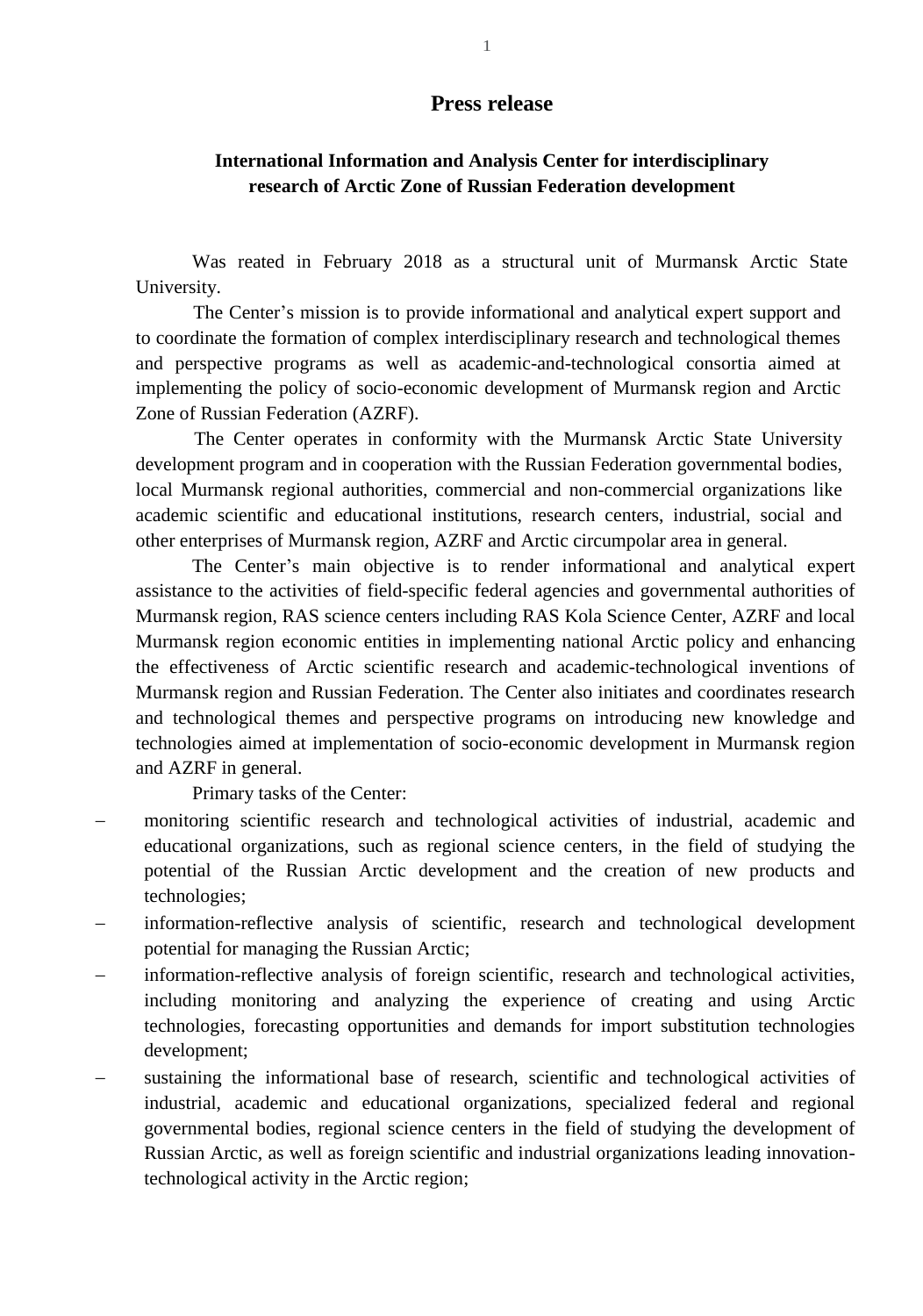# Press release

## International Information and Analysis Center for interdisciplinary research of Arctic Zone of Russian Federation development

Was reated in February 2018 as a structural unit of Murmansk Arctic State University.

The Center's mission is to provide informational and analytical expert support and to coordinate the formation of complex interdisciplinary research and technological themes and perspective programs as well as academic-and-technological consortia aimed at implementing the policy of socio-economic development of Murmansk region and Arctic Zone of Russian Federation (AZRF).

The Center operates in conformity with the Murmansk Arctic State University development program and in cooperation with the Russian Federation governmental bodies, local Murmansk regional authorities, commercial and non-commercial organizations like academic scientific and educational institutions, research centers, industrial, social and other enterprises of Murmansk region, AZRF and Arctic circumpolar area in general.

The Center's main objective is to render informational and analytical expert assistance to the activities of field-specific federal agencies and governmental authorities of Murmansk region, RAS science centers including RAS Kola Science Center, AZRF and local Murmansk region economic entities in implementing national Arctic policy and enhancing the effectiveness of Arctic scientific research and academic-technological inventions of Murmansk region and Russian Federation. The Center also initiates and coordinates research and technological themes and perspective programs on introducing new knowledge and technologies aimed at implementation of socio-economic development in Murmansk region and AZRF in general.

Primary tasks of the Center:

- monitoring scientific research and technological activities of industrial, academic and educational organizations, such as regional science centers, in the field of studying the potential of the Russian Arctic development and the creation of new products and technologies;
- information-reflective analysis of scientific, research and technological development potential for managing the Russian Arctic;
- information-reflective analysis of foreign scientific, research and technological activities, including monitoring and analyzing the experience of creating and using Arctic technologies, forecasting opportunities and demands for import substitution technologies development;
- sustaining the informational base of research, scientific and technological activities of industrial, academic and educational organizations, specialized federal and regional governmental bodies, regional science centers in the field of studying the development of Russian Arctic, as well as foreign scientific and industrial organizations leading innovation-technological activity in the Arctic region;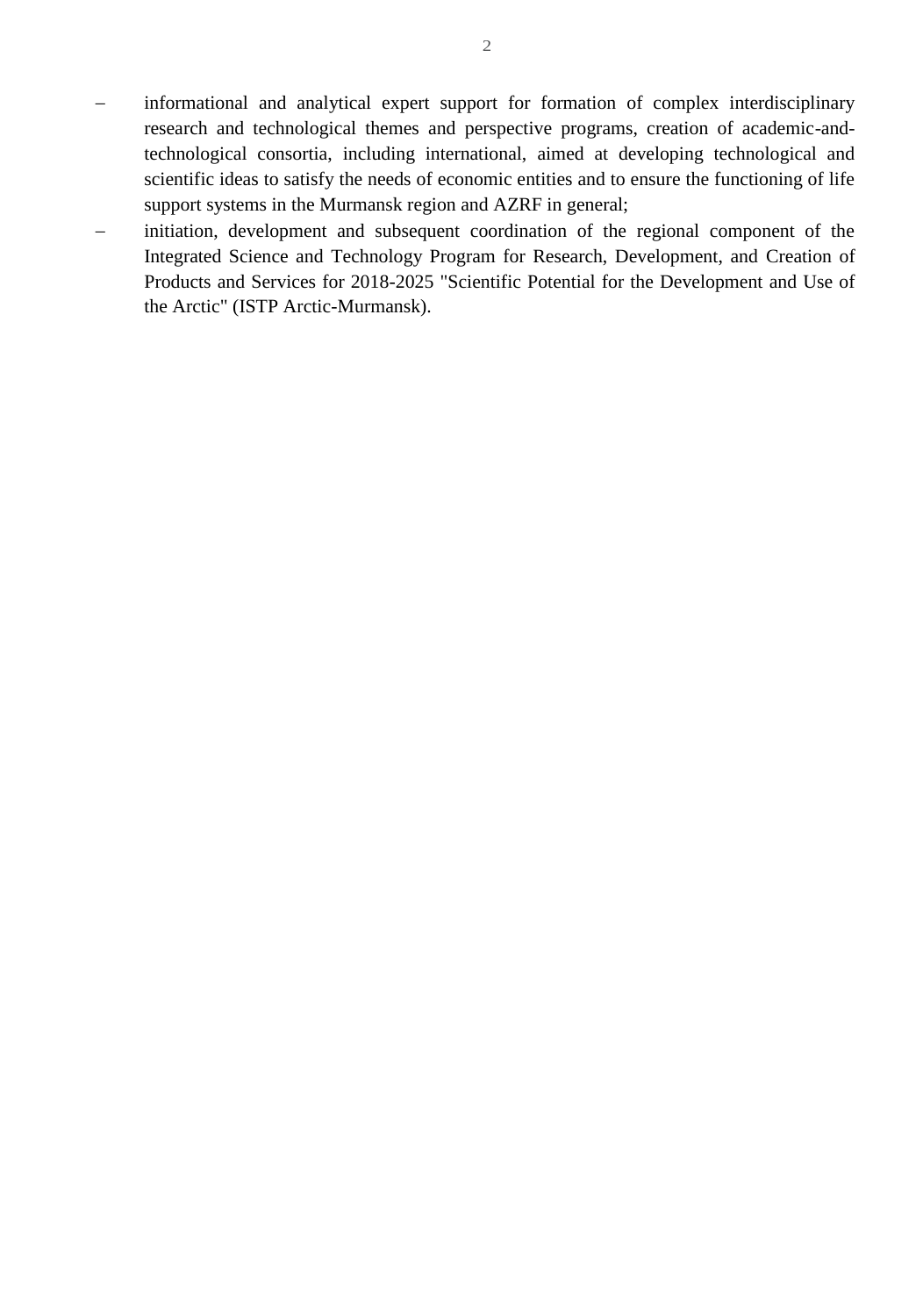- informational and analytical expert support for formation of complex interdisciplinary research and technological themes and perspective programs, creation of academic-and-technological consortia, including international, aimed at developing technological and scientific ideas to satisfy the needs of economic entities and to ensure the functioning of life support systems in the Murmansk region and AZRF in general;
- initiation, development and subsequent coordination of the regional component of the Integrated Science and Technology Program for Research, Development, and Creation of Products and Services for 2018-2025 "Scientific Potential for the Development and Use of the Arctic" (ISTP Arctic-Murmansk).